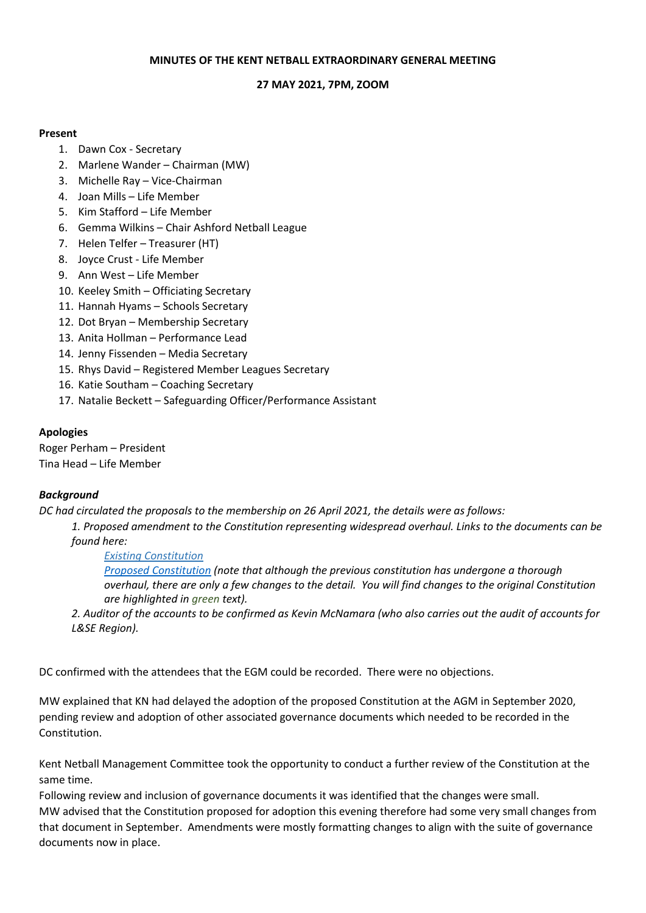**MINUTES OF THE KENT NETBALL EXTRAORDINARY GENERAL MEETING**

**27 MAY 2021, 7PM, ZOOM**

**Present**

1. Dawn Cox - Secretary
2. Marlene Wander – Chairman (MW)
3. Michelle Ray – Vice-Chairman
4. Joan Mills – Life Member
5. Kim Stafford – Life Member
6. Gemma Wilkins – Chair Ashford Netball League
7. Helen Telfer – Treasurer (HT)
8. Joyce Crust - Life Member
9. Ann West – Life Member
10. Keeley Smith – Officiating Secretary
11. Hannah Hyams – Schools Secretary
12. Dot Bryan – Membership Secretary
13. Anita Hollman – Performance Lead
14. Jenny Fissenden – Media Secretary
15. Rhys David – Registered Member Leagues Secretary
16. Katie Southam – Coaching Secretary
17. Natalie Beckett – Safeguarding Officer/Performance Assistant

**Apologies**

Roger Perham – President
Tina Head – Life Member

***Background***

*DC had circulated the proposals to the membership on 26 April 2021, the details were as follows:*

*1. Proposed amendment to the Constitution representing widespread overhaul. Links to the documents can be found here:*

*Existing Constitution*
*Proposed Constitution (note that although the previous constitution has undergone a thorough overhaul, there are only a few changes to the detail. You will find changes to the original Constitution are highlighted in green text).*

*2. Auditor of the accounts to be confirmed as Kevin McNamara (who also carries out the audit of accounts for L&SE Region).*

DC confirmed with the attendees that the EGM could be recorded. There were no objections.

MW explained that KN had delayed the adoption of the proposed Constitution at the AGM in September 2020, pending review and adoption of other associated governance documents which needed to be recorded in the Constitution.

Kent Netball Management Committee took the opportunity to conduct a further review of the Constitution at the same time.
Following review and inclusion of governance documents it was identified that the changes were small.
MW advised that the Constitution proposed for adoption this evening therefore had some very small changes from that document in September. Amendments were mostly formatting changes to align with the suite of governance documents now in place.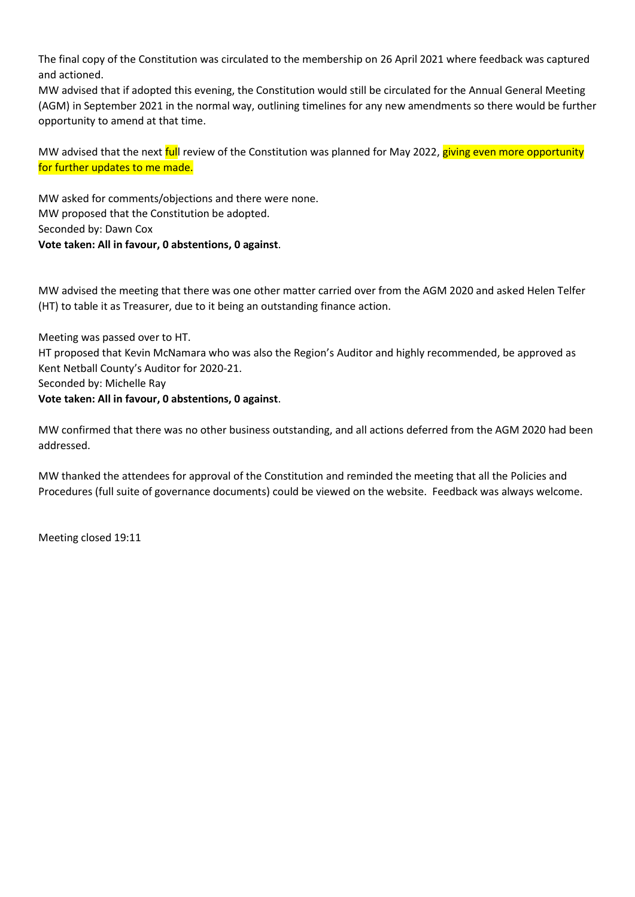The final copy of the Constitution was circulated to the membership on 26 April 2021 where feedback was captured and actioned.
MW advised that if adopted this evening, the Constitution would still be circulated for the Annual General Meeting (AGM) in September 2021 in the normal way, outlining timelines for any new amendments so there would be further opportunity to amend at that time.

MW advised that the next full review of the Constitution was planned for May 2022, giving even more opportunity for further updates to me made.

MW asked for comments/objections and there were none.
MW proposed that the Constitution be adopted.
Seconded by: Dawn Cox
**Vote taken: All in favour, 0 abstentions, 0 against**.

MW advised the meeting that there was one other matter carried over from the AGM 2020 and asked Helen Telfer (HT) to table it as Treasurer, due to it being an outstanding finance action.

Meeting was passed over to HT.
HT proposed that Kevin McNamara who was also the Region's Auditor and highly recommended, be approved as Kent Netball County's Auditor for 2020-21.
Seconded by: Michelle Ray
**Vote taken: All in favour, 0 abstentions, 0 against**.

MW confirmed that there was no other business outstanding, and all actions deferred from the AGM 2020 had been addressed.

MW thanked the attendees for approval of the Constitution and reminded the meeting that all the Policies and Procedures (full suite of governance documents) could be viewed on the website. Feedback was always welcome.

Meeting closed 19:11